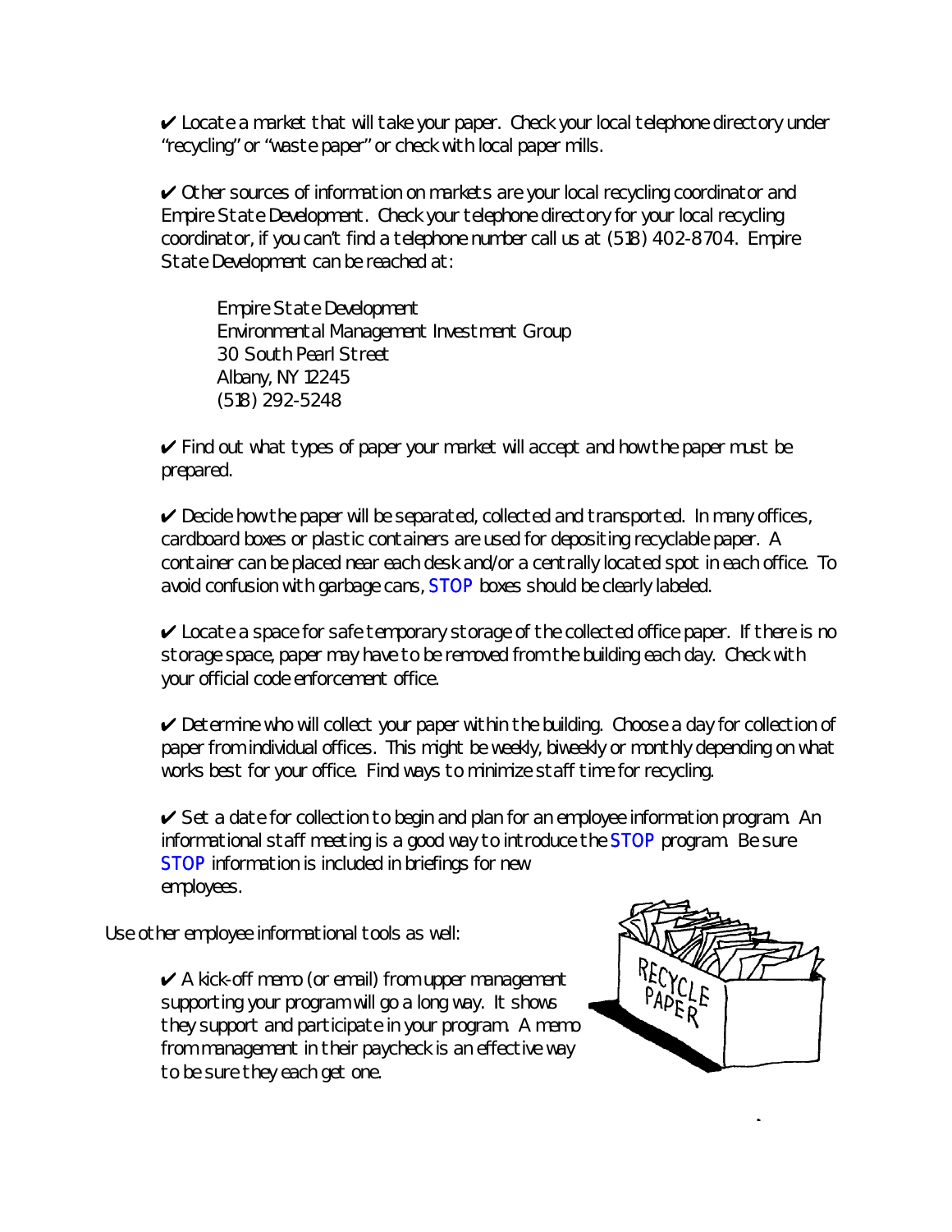✔ Locate a market that will take your paper. Check your local telephone directory under "recycling" or "waste paper" or check with local paper mills.

✔ Other sources of information on markets are your local recycling coordinator and Empire State Development. Check your telephone directory for your local recycling coordinator, if you can't find a telephone number call us at (518) 402-8704. Empire State Development can be reached at:

> Empire State Development
> Environmental Management Investment Group
> 30 South Pearl Street
> Albany, NY 12245
> (518) 292-5248

✔ Find out what types of paper your market will accept and how the paper must be prepared.

✔ Decide how the paper will be separated, collected and transported. In many offices, cardboard boxes or plastic containers are used for depositing recyclable paper. A container can be placed near each desk and/or a centrally located spot in each office. To avoid confusion with garbage cans, STOP boxes should be clearly labeled.

✔ Locate a space for safe temporary storage of the collected office paper. If there is no storage space, paper may have to be removed from the building each day. Check with your official code enforcement office.

✔ Determine who will collect your paper within the building. Choose a day for collection of paper from individual offices. This might be weekly, biweekly or monthly depending on what works best for your office. Find ways to minimize staff time for recycling.

✔ Set a date for collection to begin and plan for an employee information program. An informational staff meeting is a good way to introduce the STOP program. Be sure STOP information is included in briefings for new employees.

Use other employee informational tools as well:

✔ A kick-off memo (or email) from upper management supporting your program will go a long way. It shows they support and participate in your program. A memo from management in their paycheck is an effective way to be sure they each get one.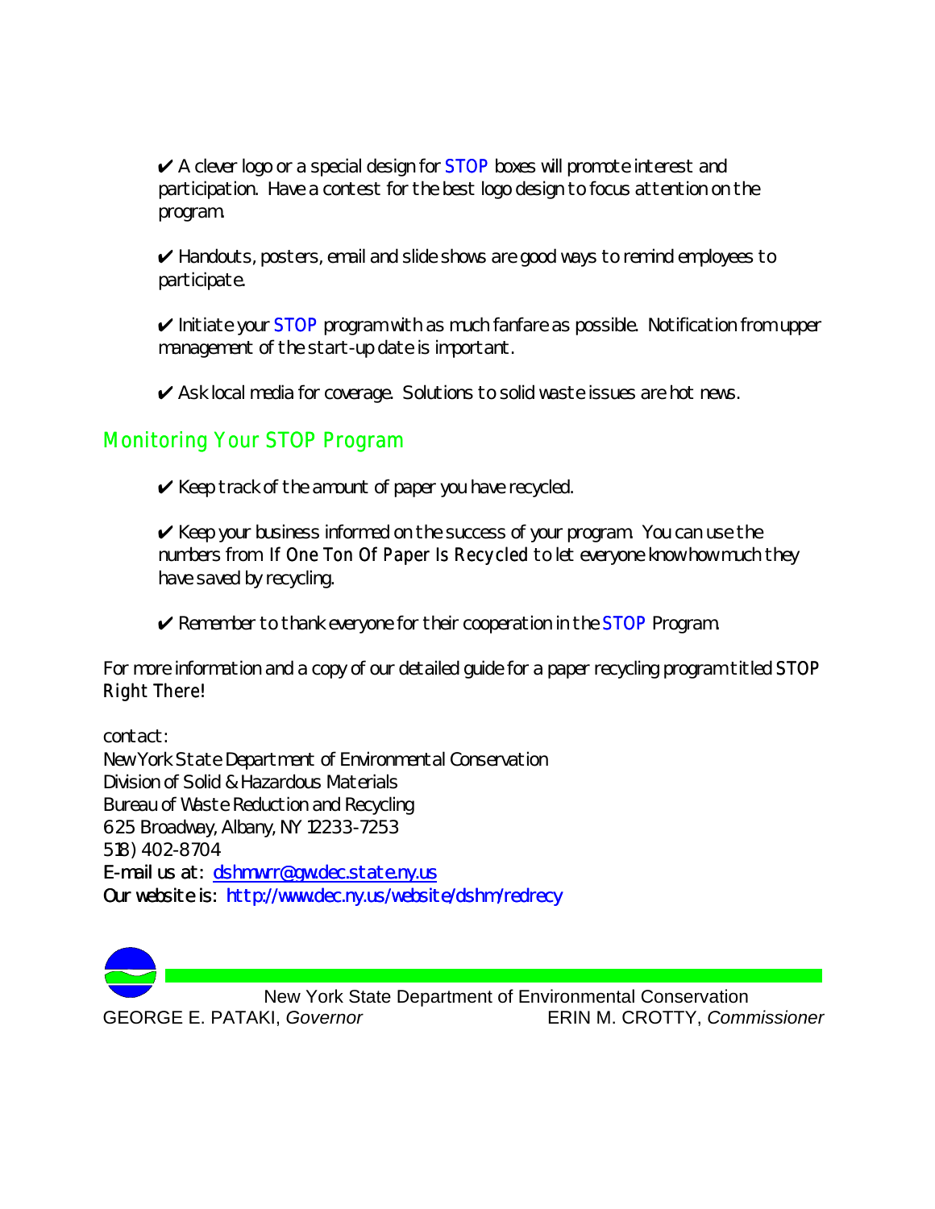✔ A clever logo or a special design for STOP boxes will promote interest and participation. Have a contest for the best logo design to focus attention on the program.

✔ Handouts, posters, email and slide shows are good ways to remind employees to participate.

✔ Initiate your STOP program with as much fanfare as possible. Notification from upper management of the start-up date is important.

✔ Ask local media for coverage. Solutions to solid waste issues are hot news.

## Monitoring Your STOP Program

✔ Keep track of the amount of paper you have recycled.

✔ Keep your business informed on the success of your program. You can use the numbers from If One Ton Of Paper Is Recycled to let everyone know how much they have saved by recycling.

✔ Remember to thank everyone for their cooperation in the STOP Program.

For more information and a copy of our detailed guide for a paper recycling program titled STOP Right There!

contact:
New York State Department of Environmental Conservation
Division of Solid & Hazardous Materials
Bureau of Waste Reduction and Recycling
625 Broadway, Albany, NY 12233-7253
518) 402-8704
E-mail us at: dshmwrr@gw.dec.state.ny.us
Our website is: http://www.dec.ny.us/website/dshm/redrecy

New York State Department of Environmental Conservation
GEORGE E. PATAKI, *Governor* ERIN M. CROTTY, *Commissioner*